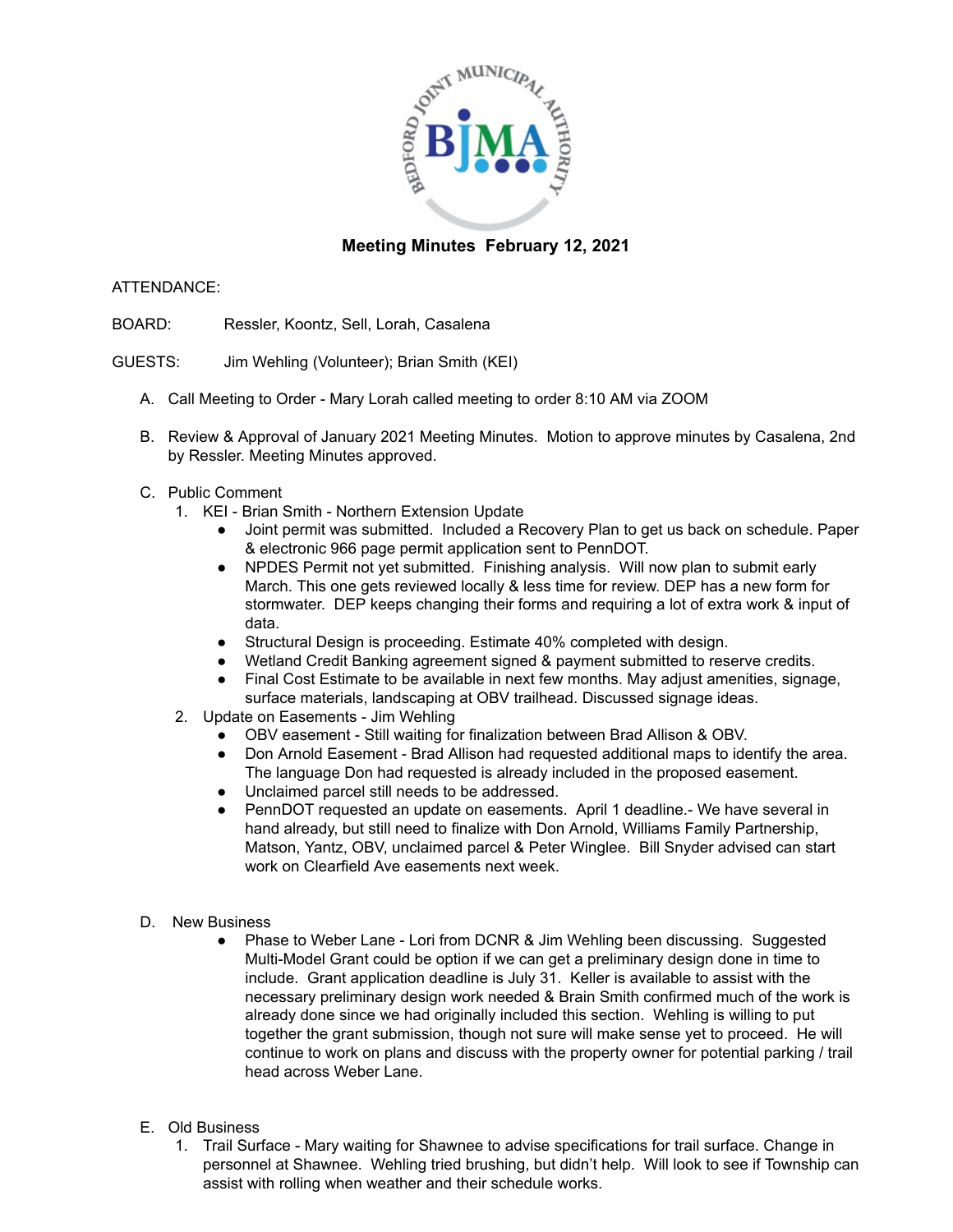BEDFORD JOINT MUNICIPAL AUTHORITY

BJMA

## Meeting Minutes February 12, 2021

ATTENDANCE:

BOARD: Ressler, Koontz, Sell, Lorah, Casalena

GUESTS: Jim Wehling (Volunteer); Brian Smith (KEI)

A. Call Meeting to Order - Mary Lorah called meeting to order 8:10 AM via ZOOM

B. Review & Approval of January 2021 Meeting Minutes. Motion to approve minutes by Casalena, 2nd by Ressler. Meeting Minutes approved.

C. Public Comment
   1. KEI - Brian Smith - Northern Extension Update
      - Joint permit was submitted. Included a Recovery Plan to get us back on schedule. Paper & electronic 966 page permit application sent to PennDOT.
      - NPDES Permit not yet submitted. Finishing analysis. Will now plan to submit early March. This one gets reviewed locally & less time for review. DEP has a new form for stormwater. DEP keeps changing their forms and requiring a lot of extra work & input of data.
      - Structural Design is proceeding. Estimate 40% completed with design.
      - Wetland Credit Banking agreement signed & payment submitted to reserve credits.
      - Final Cost Estimate to be available in next few months. May adjust amenities, signage, surface materials, landscaping at OBV trailhead. Discussed signage ideas.
   2. Update on Easements - Jim Wehling
      - OBV easement - Still waiting for finalization between Brad Allison & OBV.
      - Don Arnold Easement - Brad Allison had requested additional maps to identify the area. The language Don had requested is already included in the proposed easement.
      - Unclaimed parcel still needs to be addressed.
      - PennDOT requested an update on easements. April 1 deadline.- We have several in hand already, but still need to finalize with Don Arnold, Williams Family Partnership, Matson, Yantz, OBV, unclaimed parcel & Peter Winglee. Bill Snyder advised can start work on Clearfield Ave easements next week.

D. New Business
   - Phase to Weber Lane - Lori from DCNR & Jim Wehling been discussing. Suggested Multi-Model Grant could be option if we can get a preliminary design done in time to include. Grant application deadline is July 31. Keller is available to assist with the necessary preliminary design work needed & Brain Smith confirmed much of the work is already done since we had originally included this section. Wehling is willing to put together the grant submission, though not sure will make sense yet to proceed. He will continue to work on plans and discuss with the property owner for potential parking / trail head across Weber Lane.

E. Old Business
   1. Trail Surface - Mary waiting for Shawnee to advise specifications for trail surface. Change in personnel at Shawnee. Wehling tried brushing, but didn't help. Will look to see if Township can assist with rolling when weather and their schedule works.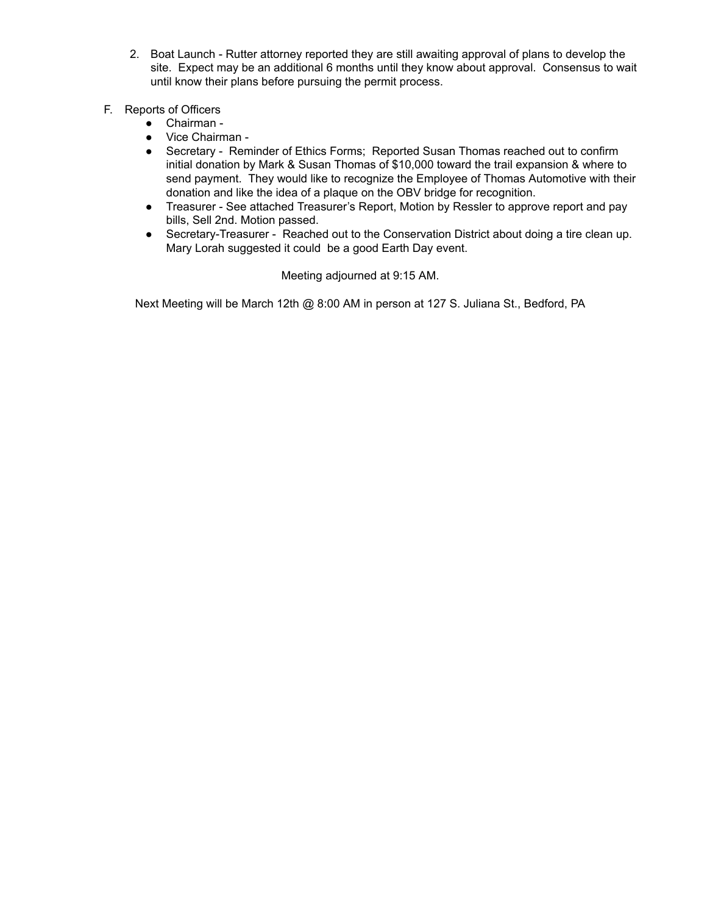2. Boat Launch - Rutter attorney reported they are still awaiting approval of plans to develop the site.  Expect may be an additional 6 months until they know about approval.  Consensus to wait until know their plans before pursuing the permit process.

F. Reports of Officers
   - Chairman -
   - Vice Chairman -
   - Secretary -  Reminder of Ethics Forms;  Reported Susan Thomas reached out to confirm initial donation by Mark & Susan Thomas of $10,000 toward the trail expansion & where to send payment.  They would like to recognize the Employee of Thomas Automotive with their donation and like the idea of a plaque on the OBV bridge for recognition.
   - Treasurer - See attached Treasurer's Report, Motion by Ressler to approve report and pay bills, Sell 2nd. Motion passed.
   - Secretary-Treasurer -  Reached out to the Conservation District about doing a tire clean up. Mary Lorah suggested it could  be a good Earth Day event.

Meeting adjourned at 9:15 AM.

Next Meeting will be March 12th @ 8:00 AM in person at 127 S. Juliana St., Bedford, PA